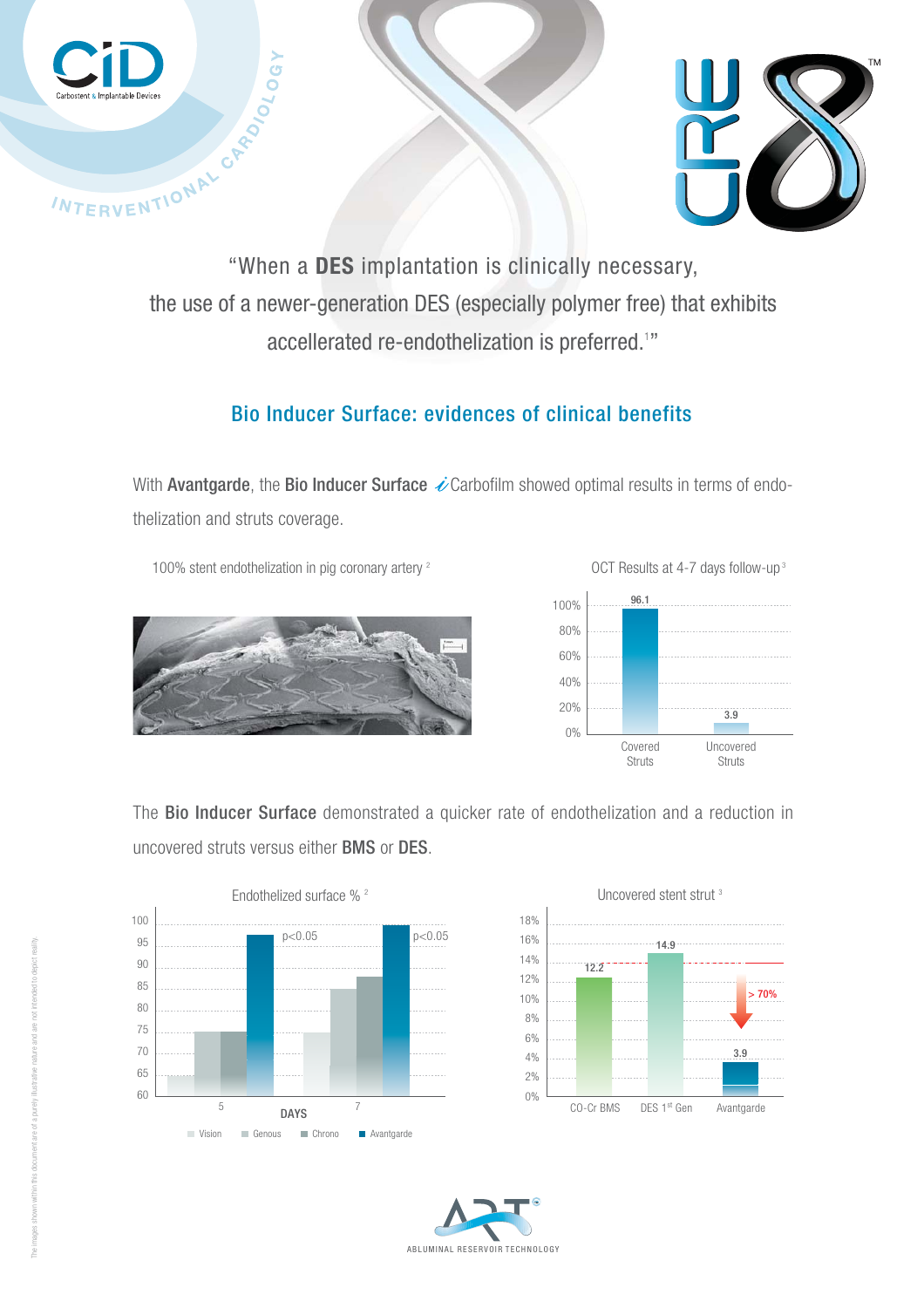CID
Carbostent & Implantable Devices

INTERVENTIONAL CARDIOLOGY

CRE8™

"When a **DES** implantation is clinically necessary, the use of a newer-generation DES (especially polymer free) that exhibits accellerated re-endothelization is preferred.[1]"

## Bio Inducer Surface: evidences of clinical benefits

With **Avantgarde**, the **Bio Inducer Surface** *i*Carbofilm showed optimal results in terms of endothelization and struts coverage.

100% stent endothelization in pig coronary artery [2]

OCT Results at 4-7 days follow-up[3]

| | Covered Struts | Uncovered Struts |
|---|---|---|
| % | 96.1 | 3.9 |

The **Bio Inducer Surface** demonstrated a quicker rate of endothelization and a reduction in uncovered struts versus either **BMS** or **DES**.

Endothelized surface % [2]

| DAYS | Vision | Genous | Chrono | Avantgarde | |
|---|---|---|---|---|---|
| 5 | ~65 | ~75 | ~75 | ~97 | $p<0.05$ |
| 7 | ~75 | ~85 | ~88 | ~100 | $p<0.05$ |

Uncovered stent strut [3]

| CO-Cr BMS | DES 1st Gen | Avantgarde |
|---|---|---|
| 12.2 | 14.9 | 3.9 |

> 70%

ART
ABLUMINAL RESERVOIR TECHNOLOGY

The images shown within this document are of a purely illustrative nature and are not intended to depict reality.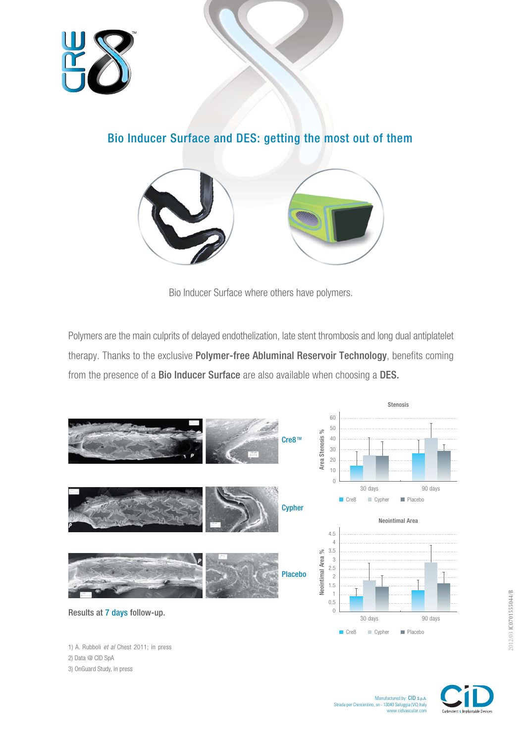## Bio Inducer Surface and DES: getting the most out of them

Bio Inducer Surface where others have polymers.

Polymers are the main culprits of delayed endothelization, late stent thrombosis and long dual antiplatelet therapy. Thanks to the exclusive **Polymer-free Abluminal Reservoir Technology**, benefits coming from the presence of a **Bio Inducer Surface** are also available when choosing a **DES.**

Cre8™

Cypher

Placebo

Results at 7 days follow-up.

Stenosis

Area Stenosis %

60
50
40
30
20
10
0

30 days
90 days

Cre8 Cypher Placebo

Neointimal Area

Neointimal Area %

4.5
4
3.5
3
2.5
2
1.5
1
0.5
0

30 days
90 days

Cre8 Cypher Placebo

1) A. Rubboli *et al* Chest 2011; in press
2) Data @ CID SpA
3) OnGuard Study, in press

Manufactured by: CID S.p.A.
Strada per Crescentino, sn - 13040 Saluggia (VC) Italy
www.cidvascular.com

Carbostent & Implantable Devices

2012/03 IC070155044/B